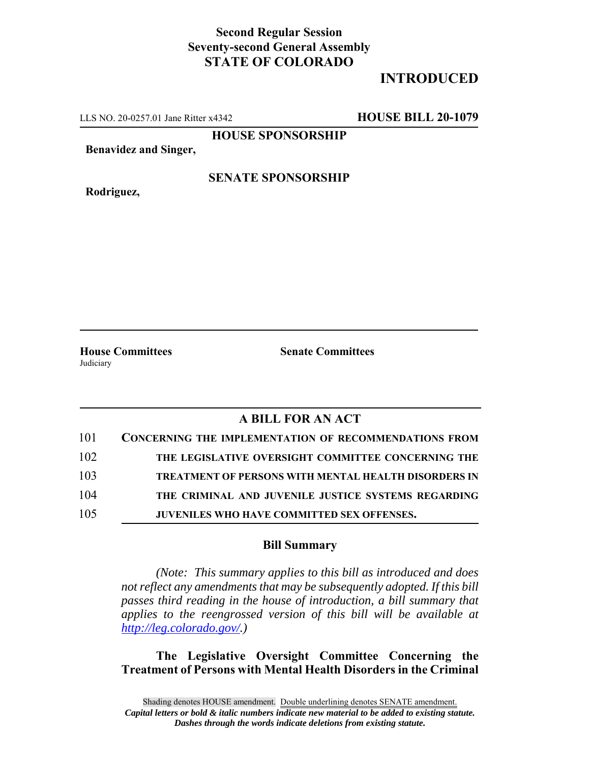**Second Regular Session**
**Seventy-second General Assembly**
**STATE OF COLORADO**

# INTRODUCED

LLS NO. 20-0257.01 Jane Ritter x4342 **HOUSE BILL 20-1079**

**HOUSE SPONSORSHIP**

**Benavidez and Singer,**

**SENATE SPONSORSHIP**

**Rodriguez,**

**House Committees**
Judiciary

**Senate Committees**

## A BILL FOR AN ACT

101 **CONCERNING THE IMPLEMENTATION OF RECOMMENDATIONS FROM**
102 **THE LEGISLATIVE OVERSIGHT COMMITTEE CONCERNING THE**
103 **TREATMENT OF PERSONS WITH MENTAL HEALTH DISORDERS IN**
104 **THE CRIMINAL AND JUVENILE JUSTICE SYSTEMS REGARDING**
105 **JUVENILES WHO HAVE COMMITTED SEX OFFENSES.**

### Bill Summary

*(Note: This summary applies to this bill as introduced and does not reflect any amendments that may be subsequently adopted. If this bill passes third reading in the house of introduction, a bill summary that applies to the reengrossed version of this bill will be available at http://leg.colorado.gov/.)*

**The Legislative Oversight Committee Concerning the Treatment of Persons with Mental Health Disorders in the Criminal**

Shading denotes HOUSE amendment. Double underlining denotes SENATE amendment.
*Capital letters or bold & italic numbers indicate new material to be added to existing statute.*
*Dashes through the words indicate deletions from existing statute.*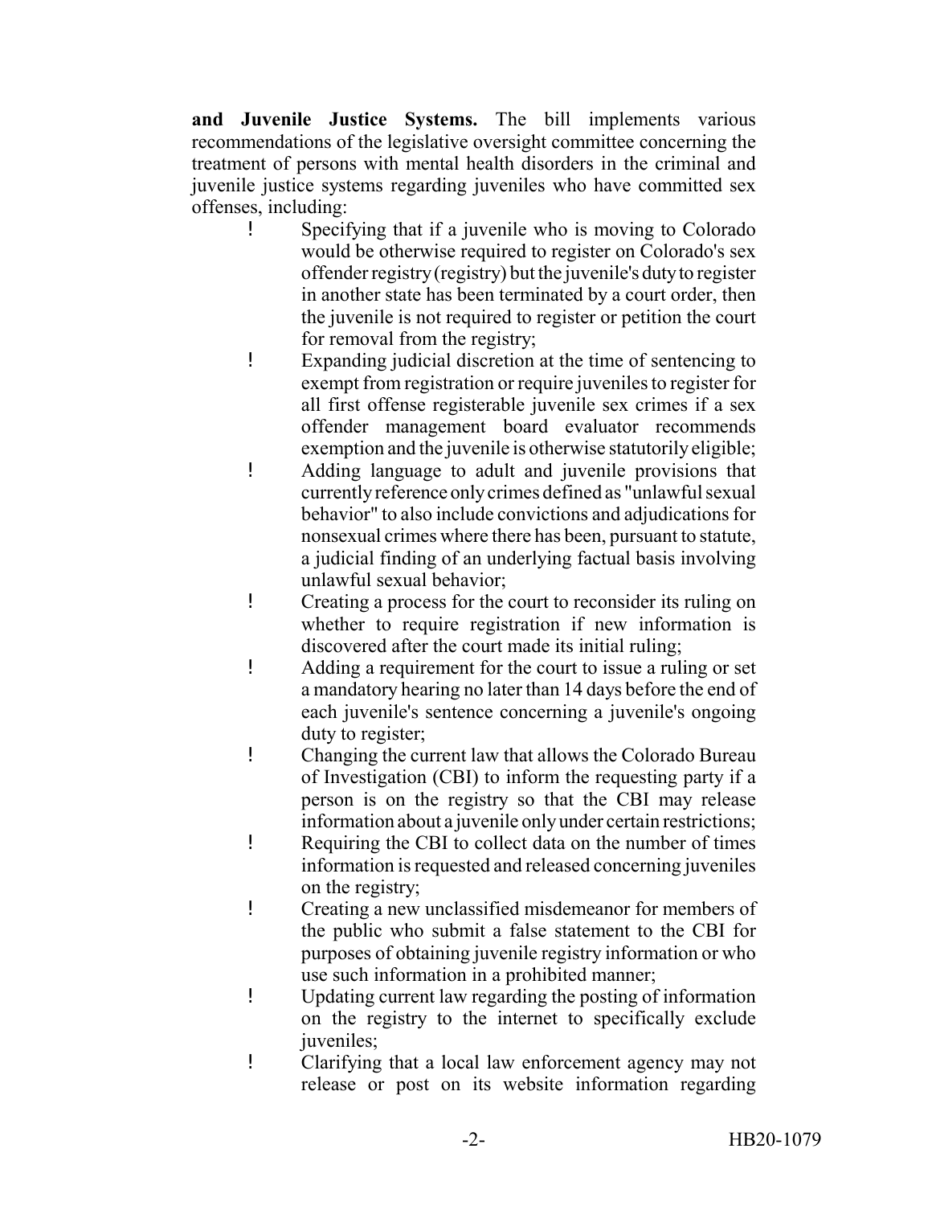**and Juvenile Justice Systems.** The bill implements various recommendations of the legislative oversight committee concerning the treatment of persons with mental health disorders in the criminal and juvenile justice systems regarding juveniles who have committed sex offenses, including:

- Specifying that if a juvenile who is moving to Colorado would be otherwise required to register on Colorado's sex offender registry (registry) but the juvenile's duty to register in another state has been terminated by a court order, then the juvenile is not required to register or petition the court for removal from the registry;
- Expanding judicial discretion at the time of sentencing to exempt from registration or require juveniles to register for all first offense registerable juvenile sex crimes if a sex offender management board evaluator recommends exemption and the juvenile is otherwise statutorily eligible;
- Adding language to adult and juvenile provisions that currently reference only crimes defined as "unlawful sexual behavior" to also include convictions and adjudications for nonsexual crimes where there has been, pursuant to statute, a judicial finding of an underlying factual basis involving unlawful sexual behavior;
- Creating a process for the court to reconsider its ruling on whether to require registration if new information is discovered after the court made its initial ruling;
- Adding a requirement for the court to issue a ruling or set a mandatory hearing no later than 14 days before the end of each juvenile's sentence concerning a juvenile's ongoing duty to register;
- Changing the current law that allows the Colorado Bureau of Investigation (CBI) to inform the requesting party if a person is on the registry so that the CBI may release information about a juvenile only under certain restrictions;
- Requiring the CBI to collect data on the number of times information is requested and released concerning juveniles on the registry;
- Creating a new unclassified misdemeanor for members of the public who submit a false statement to the CBI for purposes of obtaining juvenile registry information or who use such information in a prohibited manner;
- Updating current law regarding the posting of information on the registry to the internet to specifically exclude juveniles;
- Clarifying that a local law enforcement agency may not release or post on its website information regarding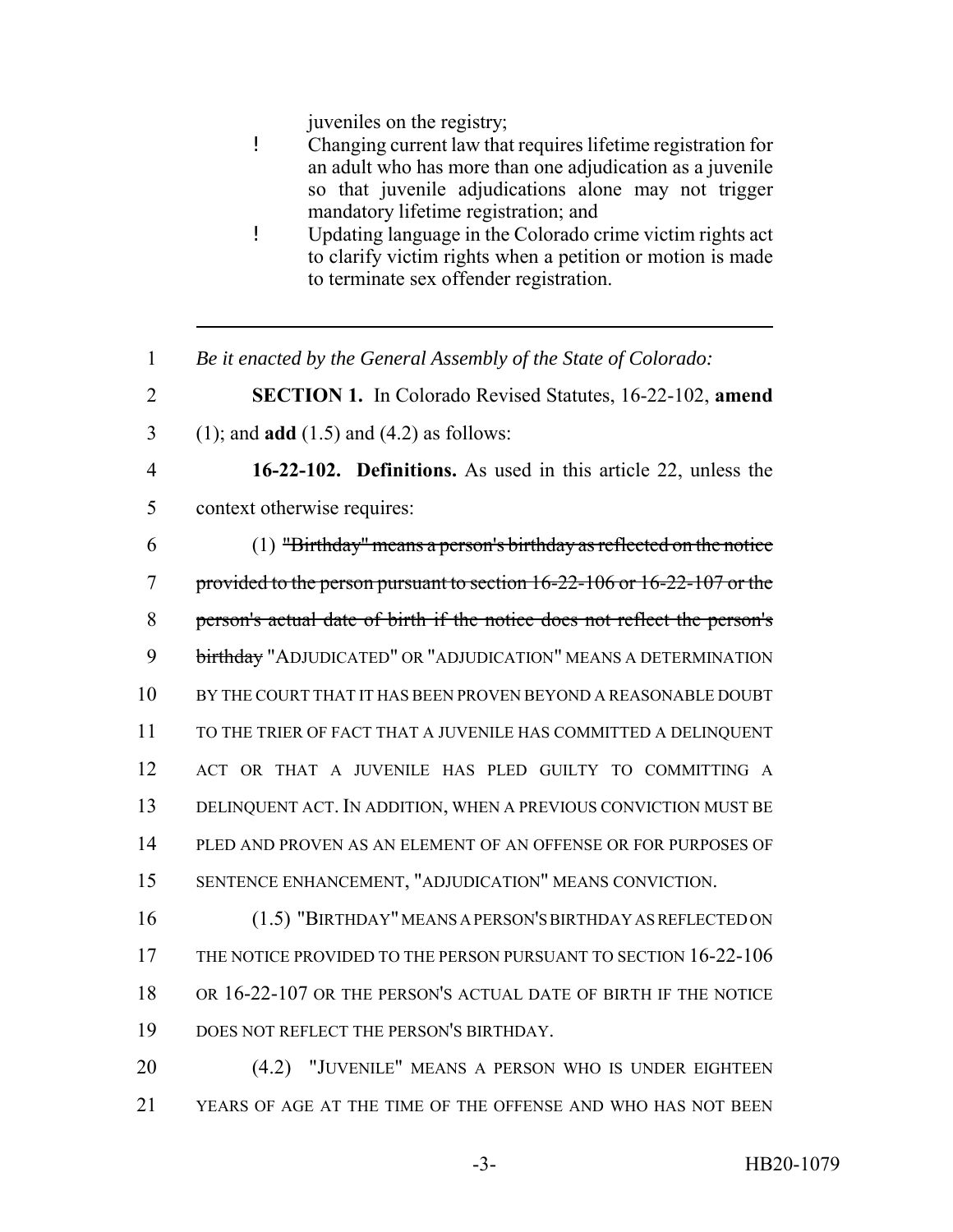juveniles on the registry;

- Changing current law that requires lifetime registration for an adult who has more than one adjudication as a juvenile so that juvenile adjudications alone may not trigger mandatory lifetime registration; and
- Updating language in the Colorado crime victim rights act to clarify victim rights when a petition or motion is made to terminate sex offender registration.

---

1 *Be it enacted by the General Assembly of the State of Colorado:*

2 **SECTION 1.** In Colorado Revised Statutes, 16-22-102, **amend**
3 (1); and **add** (1.5) and (4.2) as follows:

4 **16-22-102. Definitions.** As used in this article 22, unless the
5 context otherwise requires:

6 (1) ~~"Birthday" means a person's birthday as reflected on the notice~~
7 ~~provided to the person pursuant to section 16-22-106 or 16-22-107 or the~~
8 ~~person's actual date of birth if the notice does not reflect the person's~~
9 ~~birthday~~ "ADJUDICATED" OR "ADJUDICATION" MEANS A DETERMINATION
10 BY THE COURT THAT IT HAS BEEN PROVEN BEYOND A REASONABLE DOUBT
11 TO THE TRIER OF FACT THAT A JUVENILE HAS COMMITTED A DELINQUENT
12 ACT OR THAT A JUVENILE HAS PLED GUILTY TO COMMITTING A
13 DELINQUENT ACT. IN ADDITION, WHEN A PREVIOUS CONVICTION MUST BE
14 PLED AND PROVEN AS AN ELEMENT OF AN OFFENSE OR FOR PURPOSES OF
15 SENTENCE ENHANCEMENT, "ADJUDICATION" MEANS CONVICTION.

16 (1.5) "BIRTHDAY" MEANS A PERSON'S BIRTHDAY AS REFLECTED ON
17 THE NOTICE PROVIDED TO THE PERSON PURSUANT TO SECTION 16-22-106
18 OR 16-22-107 OR THE PERSON'S ACTUAL DATE OF BIRTH IF THE NOTICE
19 DOES NOT REFLECT THE PERSON'S BIRTHDAY.

20 (4.2) "JUVENILE" MEANS A PERSON WHO IS UNDER EIGHTEEN
21 YEARS OF AGE AT THE TIME OF THE OFFENSE AND WHO HAS NOT BEEN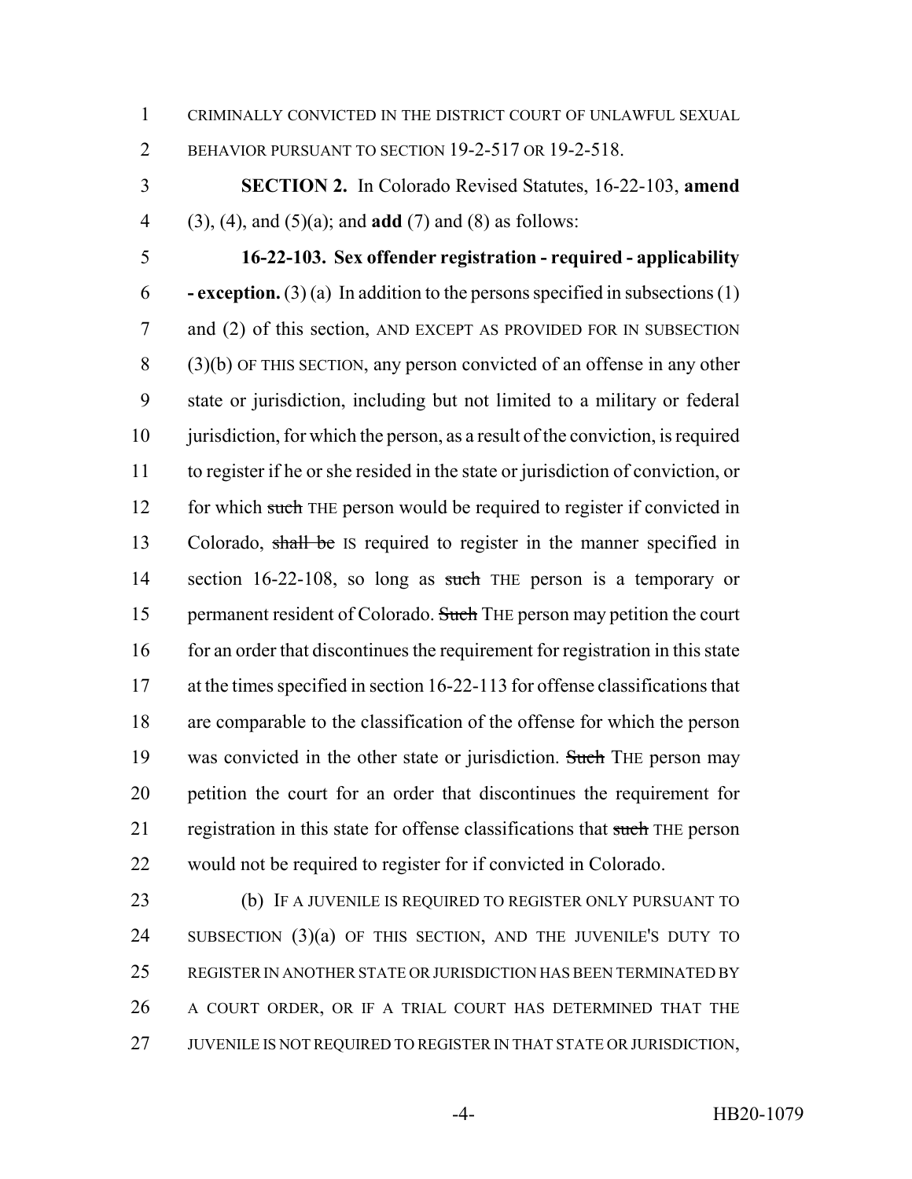CRIMINALLY CONVICTED IN THE DISTRICT COURT OF UNLAWFUL SEXUAL BEHAVIOR PURSUANT TO SECTION 19-2-517 OR 19-2-518.

**SECTION 2.** In Colorado Revised Statutes, 16-22-103, **amend** (3), (4), and (5)(a); and **add** (7) and (8) as follows:

**16-22-103. Sex offender registration - required - applicability - exception.** (3) (a) In addition to the persons specified in subsections (1) and (2) of this section, AND EXCEPT AS PROVIDED FOR IN SUBSECTION (3)(b) OF THIS SECTION, any person convicted of an offense in any other state or jurisdiction, including but not limited to a military or federal jurisdiction, for which the person, as a result of the conviction, is required to register if he or she resided in the state or jurisdiction of conviction, or for which ~~such~~ THE person would be required to register if convicted in Colorado, ~~shall be~~ IS required to register in the manner specified in section 16-22-108, so long as ~~such~~ THE person is a temporary or permanent resident of Colorado. ~~Such~~ THE person may petition the court for an order that discontinues the requirement for registration in this state at the times specified in section 16-22-113 for offense classifications that are comparable to the classification of the offense for which the person was convicted in the other state or jurisdiction. ~~Such~~ THE person may petition the court for an order that discontinues the requirement for registration in this state for offense classifications that ~~such~~ THE person would not be required to register for if convicted in Colorado.

(b) IF A JUVENILE IS REQUIRED TO REGISTER ONLY PURSUANT TO SUBSECTION (3)(a) OF THIS SECTION, AND THE JUVENILE'S DUTY TO REGISTER IN ANOTHER STATE OR JURISDICTION HAS BEEN TERMINATED BY A COURT ORDER, OR IF A TRIAL COURT HAS DETERMINED THAT THE JUVENILE IS NOT REQUIRED TO REGISTER IN THAT STATE OR JURISDICTION,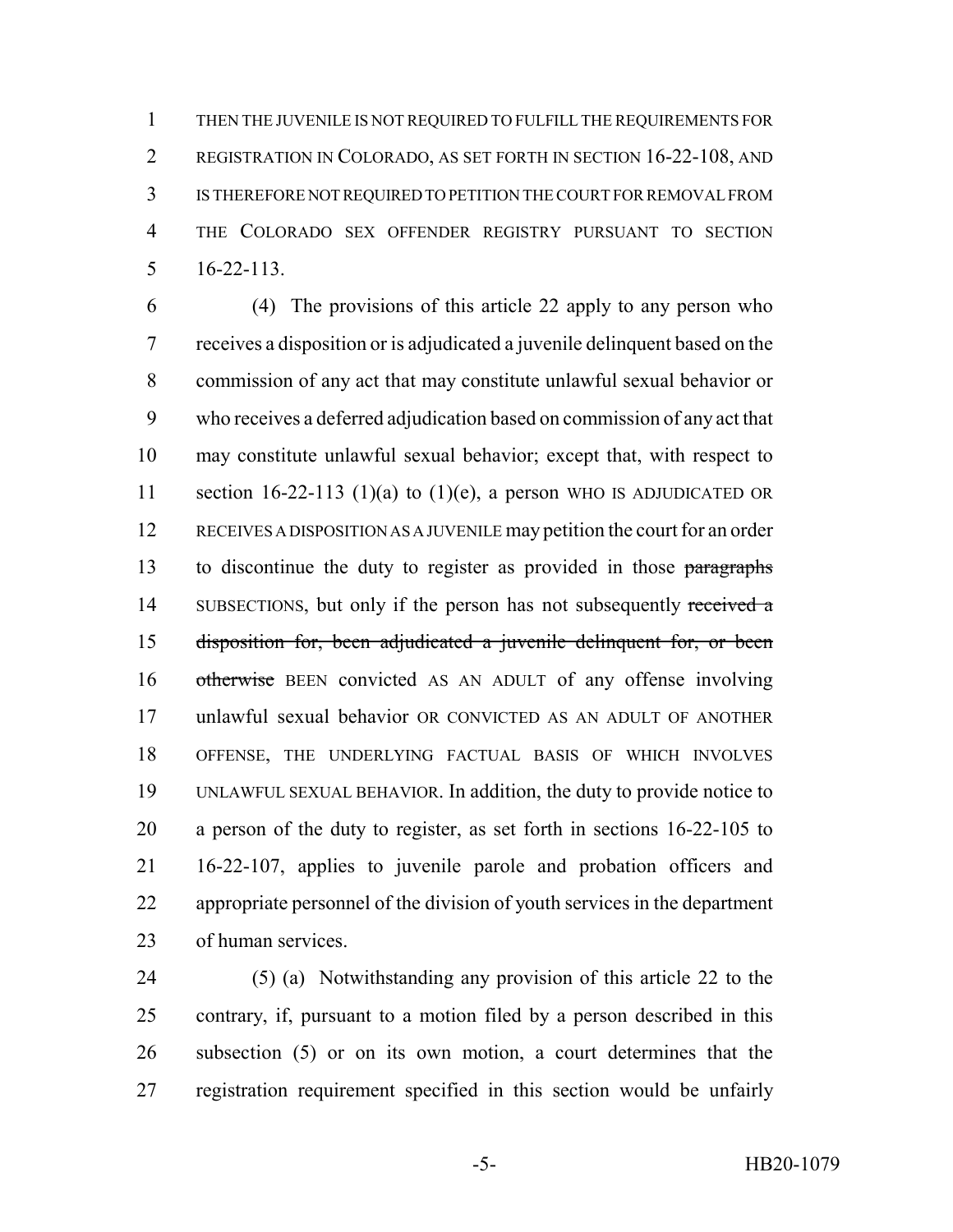THEN THE JUVENILE IS NOT REQUIRED TO FULFILL THE REQUIREMENTS FOR REGISTRATION IN COLORADO, AS SET FORTH IN SECTION 16-22-108, AND IS THEREFORE NOT REQUIRED TO PETITION THE COURT FOR REMOVAL FROM THE COLORADO SEX OFFENDER REGISTRY PURSUANT TO SECTION 16-22-113.

(4) The provisions of this article 22 apply to any person who receives a disposition or is adjudicated a juvenile delinquent based on the commission of any act that may constitute unlawful sexual behavior or who receives a deferred adjudication based on commission of any act that may constitute unlawful sexual behavior; except that, with respect to section 16-22-113 (1)(a) to (1)(e), a person WHO IS ADJUDICATED OR RECEIVES A DISPOSITION AS A JUVENILE may petition the court for an order to discontinue the duty to register as provided in those ~~paragraphs~~ SUBSECTIONS, but only if the person has not subsequently ~~received a disposition for, been adjudicated a juvenile delinquent for, or been otherwise~~ BEEN convicted AS AN ADULT of any offense involving unlawful sexual behavior OR CONVICTED AS AN ADULT OF ANOTHER OFFENSE, THE UNDERLYING FACTUAL BASIS OF WHICH INVOLVES UNLAWFUL SEXUAL BEHAVIOR. In addition, the duty to provide notice to a person of the duty to register, as set forth in sections 16-22-105 to 16-22-107, applies to juvenile parole and probation officers and appropriate personnel of the division of youth services in the department of human services.

(5) (a) Notwithstanding any provision of this article 22 to the contrary, if, pursuant to a motion filed by a person described in this subsection (5) or on its own motion, a court determines that the registration requirement specified in this section would be unfairly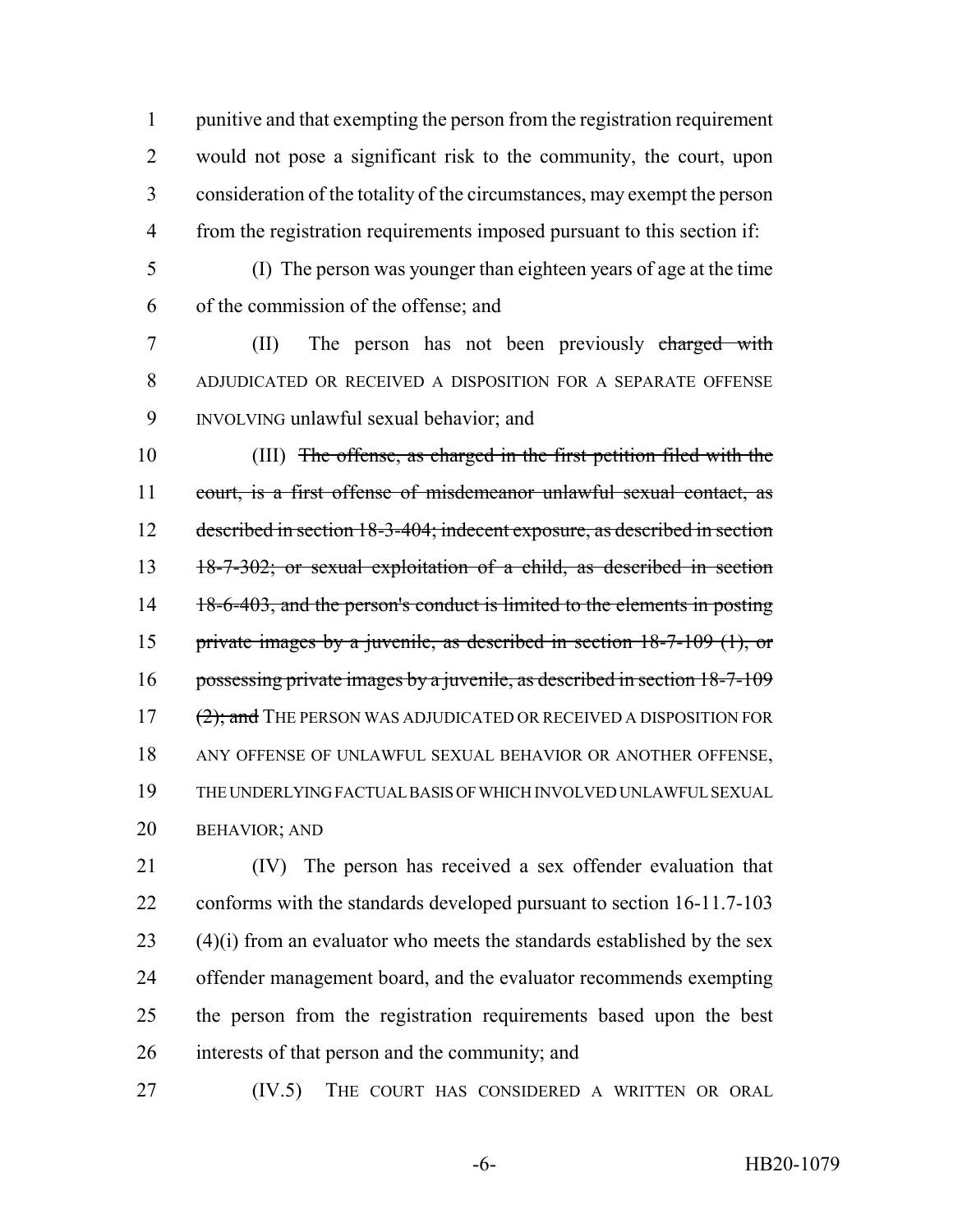punitive and that exempting the person from the registration requirement would not pose a significant risk to the community, the court, upon consideration of the totality of the circumstances, may exempt the person from the registration requirements imposed pursuant to this section if:

(I) The person was younger than eighteen years of age at the time of the commission of the offense; and

(II) The person has not been previously ~~charged with~~ ADJUDICATED OR RECEIVED A DISPOSITION FOR A SEPARATE OFFENSE INVOLVING unlawful sexual behavior; and

(III) ~~The offense, as charged in the first petition filed with the court, is a first offense of misdemeanor unlawful sexual contact, as described in section 18-3-404; indecent exposure, as described in section 18-7-302; or sexual exploitation of a child, as described in section 18-6-403, and the person's conduct is limited to the elements in posting private images by a juvenile, as described in section 18-7-109 (1), or possessing private images by a juvenile, as described in section 18-7-109 (2); and~~ THE PERSON WAS ADJUDICATED OR RECEIVED A DISPOSITION FOR ANY OFFENSE OF UNLAWFUL SEXUAL BEHAVIOR OR ANOTHER OFFENSE, THE UNDERLYING FACTUAL BASIS OF WHICH INVOLVED UNLAWFUL SEXUAL BEHAVIOR; AND

(IV) The person has received a sex offender evaluation that conforms with the standards developed pursuant to section 16-11.7-103 (4)(i) from an evaluator who meets the standards established by the sex offender management board, and the evaluator recommends exempting the person from the registration requirements based upon the best interests of that person and the community; and

(IV.5) THE COURT HAS CONSIDERED A WRITTEN OR ORAL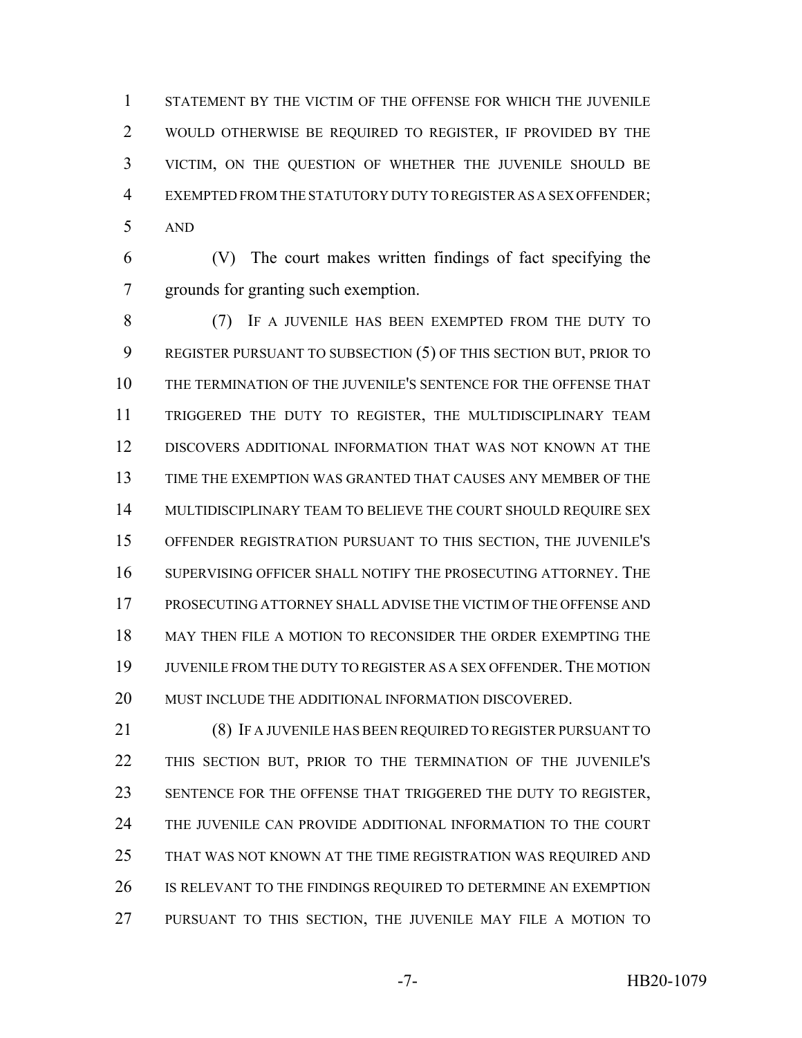STATEMENT BY THE VICTIM OF THE OFFENSE FOR WHICH THE JUVENILE WOULD OTHERWISE BE REQUIRED TO REGISTER, IF PROVIDED BY THE VICTIM, ON THE QUESTION OF WHETHER THE JUVENILE SHOULD BE EXEMPTED FROM THE STATUTORY DUTY TO REGISTER AS A SEX OFFENDER; AND

(V) The court makes written findings of fact specifying the grounds for granting such exemption.

(7) IF A JUVENILE HAS BEEN EXEMPTED FROM THE DUTY TO REGISTER PURSUANT TO SUBSECTION (5) OF THIS SECTION BUT, PRIOR TO THE TERMINATION OF THE JUVENILE'S SENTENCE FOR THE OFFENSE THAT TRIGGERED THE DUTY TO REGISTER, THE MULTIDISCIPLINARY TEAM DISCOVERS ADDITIONAL INFORMATION THAT WAS NOT KNOWN AT THE TIME THE EXEMPTION WAS GRANTED THAT CAUSES ANY MEMBER OF THE MULTIDISCIPLINARY TEAM TO BELIEVE THE COURT SHOULD REQUIRE SEX OFFENDER REGISTRATION PURSUANT TO THIS SECTION, THE JUVENILE'S SUPERVISING OFFICER SHALL NOTIFY THE PROSECUTING ATTORNEY. THE PROSECUTING ATTORNEY SHALL ADVISE THE VICTIM OF THE OFFENSE AND MAY THEN FILE A MOTION TO RECONSIDER THE ORDER EXEMPTING THE JUVENILE FROM THE DUTY TO REGISTER AS A SEX OFFENDER. THE MOTION MUST INCLUDE THE ADDITIONAL INFORMATION DISCOVERED.

(8) IF A JUVENILE HAS BEEN REQUIRED TO REGISTER PURSUANT TO THIS SECTION BUT, PRIOR TO THE TERMINATION OF THE JUVENILE'S SENTENCE FOR THE OFFENSE THAT TRIGGERED THE DUTY TO REGISTER, THE JUVENILE CAN PROVIDE ADDITIONAL INFORMATION TO THE COURT THAT WAS NOT KNOWN AT THE TIME REGISTRATION WAS REQUIRED AND IS RELEVANT TO THE FINDINGS REQUIRED TO DETERMINE AN EXEMPTION PURSUANT TO THIS SECTION, THE JUVENILE MAY FILE A MOTION TO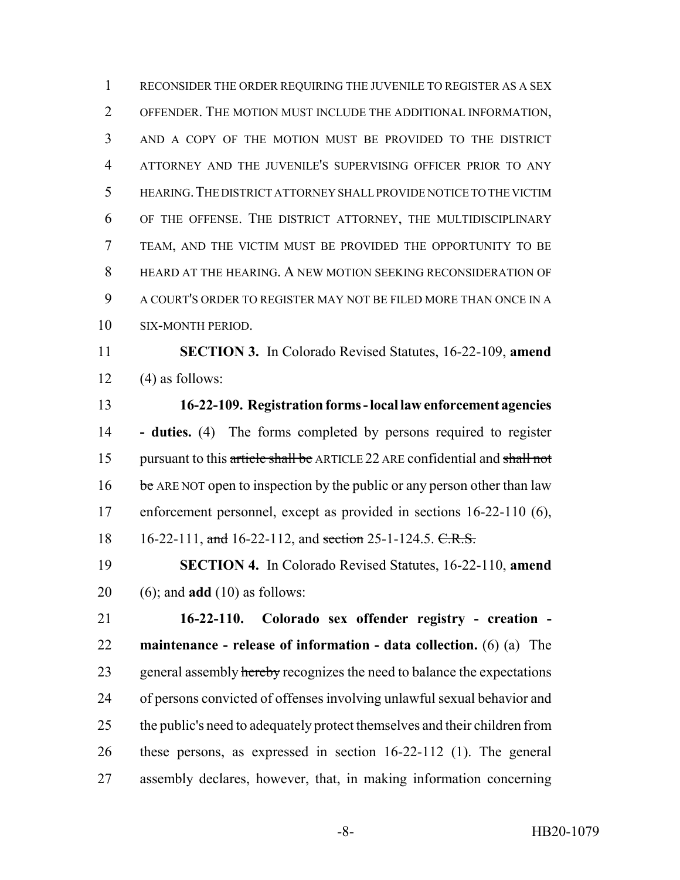RECONSIDER THE ORDER REQUIRING THE JUVENILE TO REGISTER AS A SEX OFFENDER. THE MOTION MUST INCLUDE THE ADDITIONAL INFORMATION, AND A COPY OF THE MOTION MUST BE PROVIDED TO THE DISTRICT ATTORNEY AND THE JUVENILE'S SUPERVISING OFFICER PRIOR TO ANY HEARING. THE DISTRICT ATTORNEY SHALL PROVIDE NOTICE TO THE VICTIM OF THE OFFENSE. THE DISTRICT ATTORNEY, THE MULTIDISCIPLINARY TEAM, AND THE VICTIM MUST BE PROVIDED THE OPPORTUNITY TO BE HEARD AT THE HEARING. A NEW MOTION SEEKING RECONSIDERATION OF A COURT'S ORDER TO REGISTER MAY NOT BE FILED MORE THAN ONCE IN A SIX-MONTH PERIOD.

**SECTION 3.** In Colorado Revised Statutes, 16-22-109, **amend** (4) as follows:

**16-22-109. Registration forms - local law enforcement agencies - duties.** (4) The forms completed by persons required to register pursuant to this ~~article shall be~~ ARTICLE 22 ARE confidential and ~~shall not be~~ ARE NOT open to inspection by the public or any person other than law enforcement personnel, except as provided in sections 16-22-110 (6), 16-22-111, ~~and~~ 16-22-112, and ~~section~~ 25-1-124.5. ~~C.R.S.~~

**SECTION 4.** In Colorado Revised Statutes, 16-22-110, **amend** (6); and **add** (10) as follows:

**16-22-110. Colorado sex offender registry - creation - maintenance - release of information - data collection.** (6) (a) The general assembly ~~hereby~~ recognizes the need to balance the expectations of persons convicted of offenses involving unlawful sexual behavior and the public's need to adequately protect themselves and their children from these persons, as expressed in section 16-22-112 (1). The general assembly declares, however, that, in making information concerning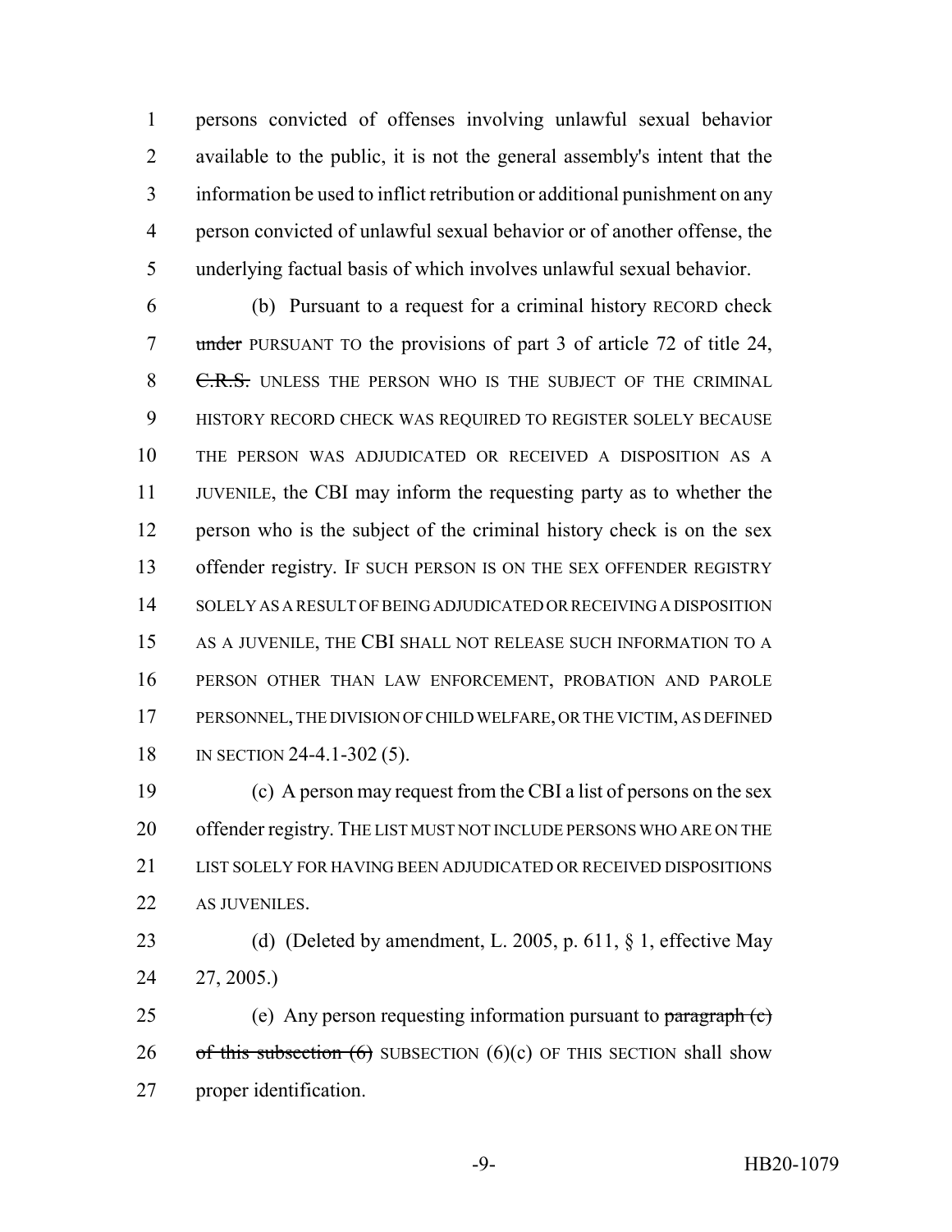persons convicted of offenses involving unlawful sexual behavior available to the public, it is not the general assembly's intent that the information be used to inflict retribution or additional punishment on any person convicted of unlawful sexual behavior or of another offense, the underlying factual basis of which involves unlawful sexual behavior.

(b) Pursuant to a request for a criminal history RECORD check ~~under~~ PURSUANT TO the provisions of part 3 of article 72 of title 24, ~~C.R.S.~~ UNLESS THE PERSON WHO IS THE SUBJECT OF THE CRIMINAL HISTORY RECORD CHECK WAS REQUIRED TO REGISTER SOLELY BECAUSE THE PERSON WAS ADJUDICATED OR RECEIVED A DISPOSITION AS A JUVENILE, the CBI may inform the requesting party as to whether the person who is the subject of the criminal history check is on the sex offender registry. IF SUCH PERSON IS ON THE SEX OFFENDER REGISTRY SOLELY AS A RESULT OF BEING ADJUDICATED OR RECEIVING A DISPOSITION AS A JUVENILE, THE CBI SHALL NOT RELEASE SUCH INFORMATION TO A PERSON OTHER THAN LAW ENFORCEMENT, PROBATION AND PAROLE PERSONNEL, THE DIVISION OF CHILD WELFARE, OR THE VICTIM, AS DEFINED IN SECTION 24-4.1-302 (5).

(c) A person may request from the CBI a list of persons on the sex offender registry. THE LIST MUST NOT INCLUDE PERSONS WHO ARE ON THE LIST SOLELY FOR HAVING BEEN ADJUDICATED OR RECEIVED DISPOSITIONS AS JUVENILES.

(d) (Deleted by amendment, L. 2005, p. 611, § 1, effective May 27, 2005.)

(e) Any person requesting information pursuant to ~~paragraph (c) of this subsection (6)~~ SUBSECTION (6)(c) OF THIS SECTION shall show proper identification.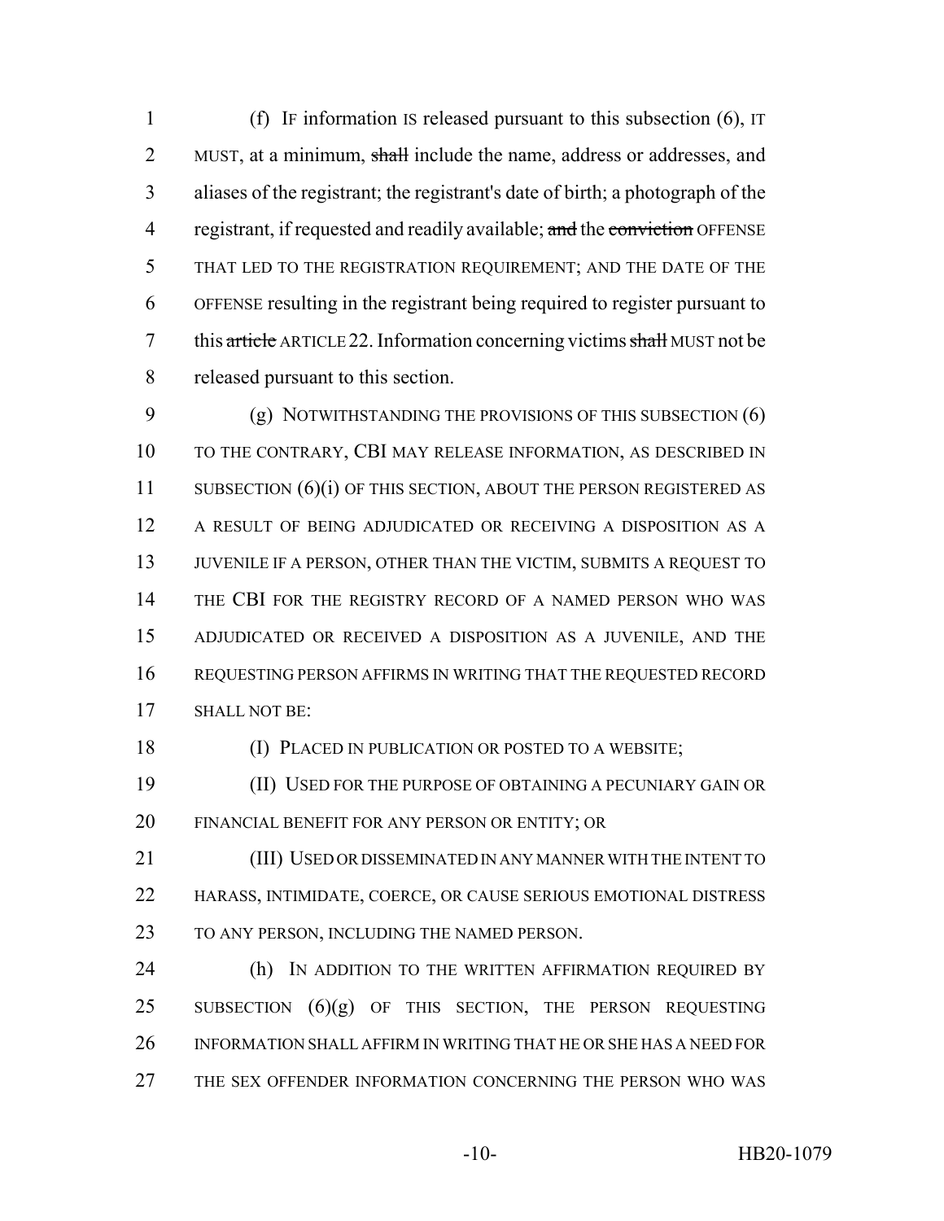(f) IF information IS released pursuant to this subsection (6), IT MUST, at a minimum, ~~shall~~ include the name, address or addresses, and aliases of the registrant; the registrant's date of birth; a photograph of the registrant, if requested and readily available; ~~and~~ the ~~conviction~~ OFFENSE THAT LED TO THE REGISTRATION REQUIREMENT; AND THE DATE OF THE OFFENSE resulting in the registrant being required to register pursuant to this ~~article~~ ARTICLE 22. Information concerning victims ~~shall~~ MUST not be released pursuant to this section.

(g) NOTWITHSTANDING THE PROVISIONS OF THIS SUBSECTION (6) TO THE CONTRARY, CBI MAY RELEASE INFORMATION, AS DESCRIBED IN SUBSECTION (6)(i) OF THIS SECTION, ABOUT THE PERSON REGISTERED AS A RESULT OF BEING ADJUDICATED OR RECEIVING A DISPOSITION AS A JUVENILE IF A PERSON, OTHER THAN THE VICTIM, SUBMITS A REQUEST TO THE CBI FOR THE REGISTRY RECORD OF A NAMED PERSON WHO WAS ADJUDICATED OR RECEIVED A DISPOSITION AS A JUVENILE, AND THE REQUESTING PERSON AFFIRMS IN WRITING THAT THE REQUESTED RECORD SHALL NOT BE:

(I) PLACED IN PUBLICATION OR POSTED TO A WEBSITE;

(II) USED FOR THE PURPOSE OF OBTAINING A PECUNIARY GAIN OR FINANCIAL BENEFIT FOR ANY PERSON OR ENTITY; OR

(III) USED OR DISSEMINATED IN ANY MANNER WITH THE INTENT TO HARASS, INTIMIDATE, COERCE, OR CAUSE SERIOUS EMOTIONAL DISTRESS TO ANY PERSON, INCLUDING THE NAMED PERSON.

(h) IN ADDITION TO THE WRITTEN AFFIRMATION REQUIRED BY SUBSECTION (6)(g) OF THIS SECTION, THE PERSON REQUESTING INFORMATION SHALL AFFIRM IN WRITING THAT HE OR SHE HAS A NEED FOR THE SEX OFFENDER INFORMATION CONCERNING THE PERSON WHO WAS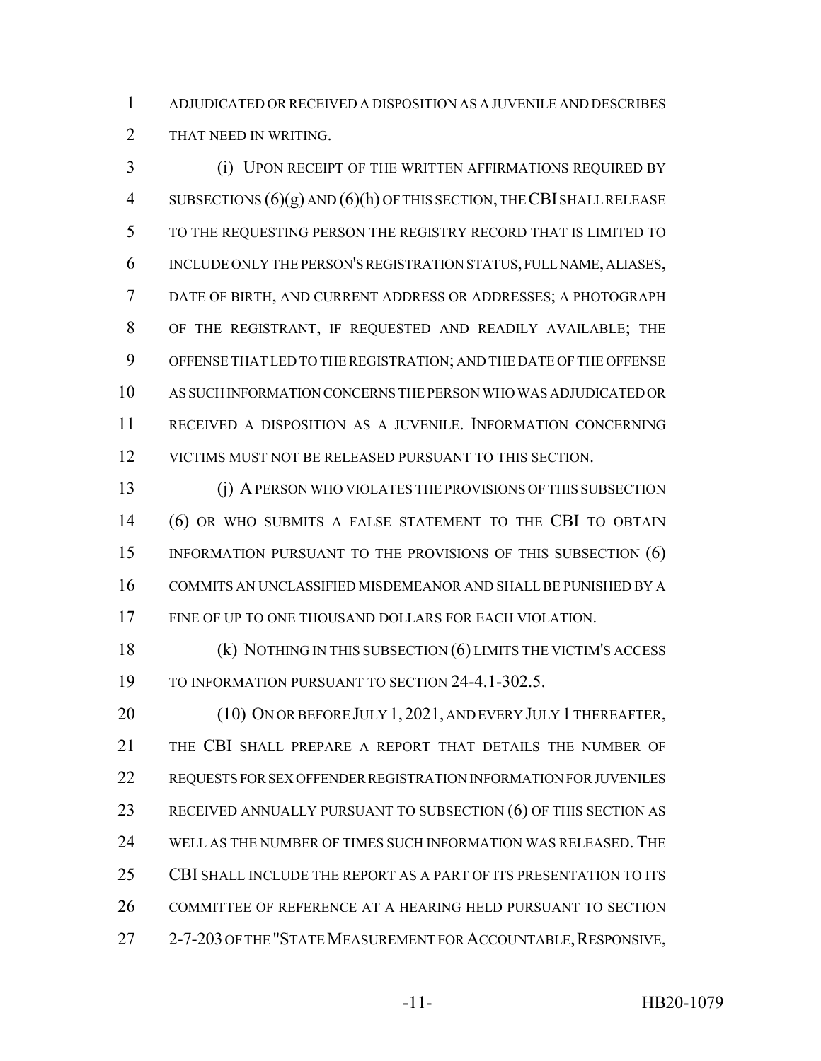ADJUDICATED OR RECEIVED A DISPOSITION AS A JUVENILE AND DESCRIBES THAT NEED IN WRITING.

(i) UPON RECEIPT OF THE WRITTEN AFFIRMATIONS REQUIRED BY SUBSECTIONS (6)(g) AND (6)(h) OF THIS SECTION, THE CBI SHALL RELEASE TO THE REQUESTING PERSON THE REGISTRY RECORD THAT IS LIMITED TO INCLUDE ONLY THE PERSON'S REGISTRATION STATUS, FULL NAME, ALIASES, DATE OF BIRTH, AND CURRENT ADDRESS OR ADDRESSES; A PHOTOGRAPH OF THE REGISTRANT, IF REQUESTED AND READILY AVAILABLE; THE OFFENSE THAT LED TO THE REGISTRATION; AND THE DATE OF THE OFFENSE AS SUCH INFORMATION CONCERNS THE PERSON WHO WAS ADJUDICATED OR RECEIVED A DISPOSITION AS A JUVENILE. INFORMATION CONCERNING VICTIMS MUST NOT BE RELEASED PURSUANT TO THIS SECTION.

(j) A PERSON WHO VIOLATES THE PROVISIONS OF THIS SUBSECTION (6) OR WHO SUBMITS A FALSE STATEMENT TO THE CBI TO OBTAIN INFORMATION PURSUANT TO THE PROVISIONS OF THIS SUBSECTION (6) COMMITS AN UNCLASSIFIED MISDEMEANOR AND SHALL BE PUNISHED BY A FINE OF UP TO ONE THOUSAND DOLLARS FOR EACH VIOLATION.

(k) NOTHING IN THIS SUBSECTION (6) LIMITS THE VICTIM'S ACCESS TO INFORMATION PURSUANT TO SECTION 24-4.1-302.5.

(10) ON OR BEFORE JULY 1, 2021, AND EVERY JULY 1 THEREAFTER, THE CBI SHALL PREPARE A REPORT THAT DETAILS THE NUMBER OF REQUESTS FOR SEX OFFENDER REGISTRATION INFORMATION FOR JUVENILES RECEIVED ANNUALLY PURSUANT TO SUBSECTION (6) OF THIS SECTION AS WELL AS THE NUMBER OF TIMES SUCH INFORMATION WAS RELEASED. THE CBI SHALL INCLUDE THE REPORT AS A PART OF ITS PRESENTATION TO ITS COMMITTEE OF REFERENCE AT A HEARING HELD PURSUANT TO SECTION 2-7-203 OF THE "STATE MEASUREMENT FOR ACCOUNTABLE, RESPONSIVE,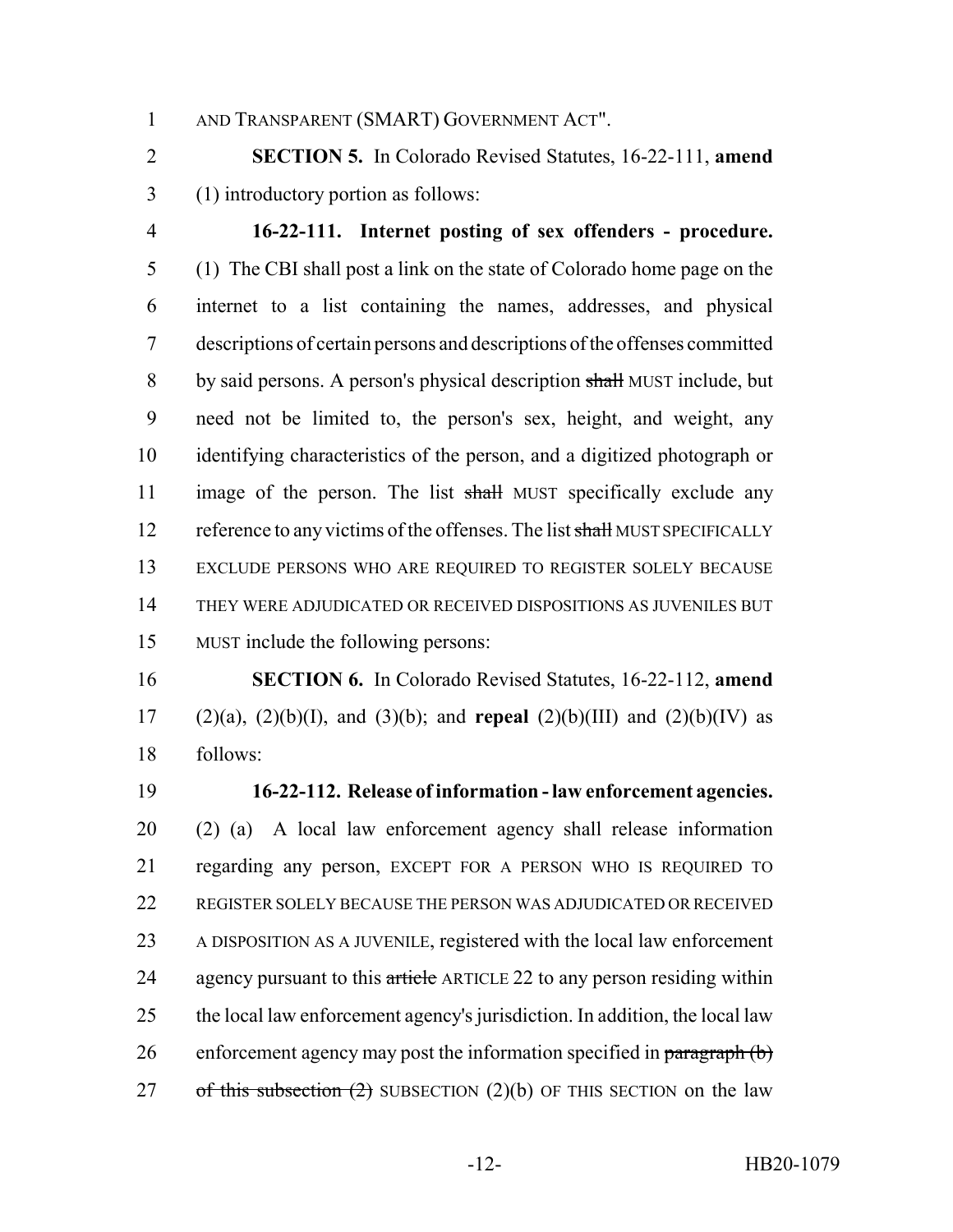AND TRANSPARENT (SMART) GOVERNMENT ACT".

**SECTION 5.** In Colorado Revised Statutes, 16-22-111, **amend** (1) introductory portion as follows:

**16-22-111. Internet posting of sex offenders - procedure.** (1) The CBI shall post a link on the state of Colorado home page on the internet to a list containing the names, addresses, and physical descriptions of certain persons and descriptions of the offenses committed by said persons. A person's physical description ~~shall~~ MUST include, but need not be limited to, the person's sex, height, and weight, any identifying characteristics of the person, and a digitized photograph or image of the person. The list ~~shall~~ MUST specifically exclude any reference to any victims of the offenses. The list ~~shall~~ MUST SPECIFICALLY EXCLUDE PERSONS WHO ARE REQUIRED TO REGISTER SOLELY BECAUSE THEY WERE ADJUDICATED OR RECEIVED DISPOSITIONS AS JUVENILES BUT MUST include the following persons:

**SECTION 6.** In Colorado Revised Statutes, 16-22-112, **amend** (2)(a), (2)(b)(I), and (3)(b); and **repeal** (2)(b)(III) and (2)(b)(IV) as follows:

**16-22-112. Release of information - law enforcement agencies.** (2) (a) A local law enforcement agency shall release information regarding any person, EXCEPT FOR A PERSON WHO IS REQUIRED TO REGISTER SOLELY BECAUSE THE PERSON WAS ADJUDICATED OR RECEIVED A DISPOSITION AS A JUVENILE, registered with the local law enforcement agency pursuant to this ~~article~~ ARTICLE 22 to any person residing within the local law enforcement agency's jurisdiction. In addition, the local law enforcement agency may post the information specified in ~~paragraph (b) of this subsection (2)~~ SUBSECTION (2)(b) OF THIS SECTION on the law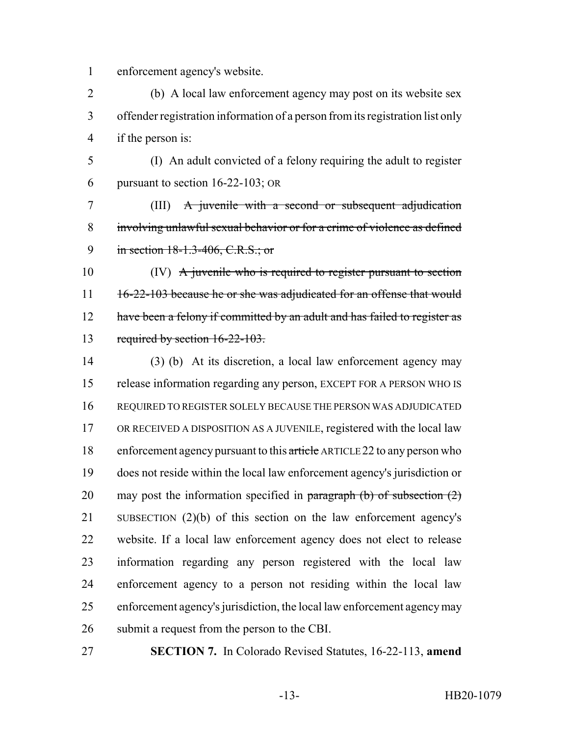enforcement agency's website.

(b) A local law enforcement agency may post on its website sex offender registration information of a person from its registration list only if the person is:

(I) An adult convicted of a felony requiring the adult to register pursuant to section 16-22-103; OR

(III) ~~A juvenile with a second or subsequent adjudication involving unlawful sexual behavior or for a crime of violence as defined in section 18-1.3-406, C.R.S.; or~~

(IV) ~~A juvenile who is required to register pursuant to section 16-22-103 because he or she was adjudicated for an offense that would have been a felony if committed by an adult and has failed to register as required by section 16-22-103.~~

(3) (b) At its discretion, a local law enforcement agency may release information regarding any person, EXCEPT FOR A PERSON WHO IS REQUIRED TO REGISTER SOLELY BECAUSE THE PERSON WAS ADJUDICATED OR RECEIVED A DISPOSITION AS A JUVENILE, registered with the local law enforcement agency pursuant to this ~~article~~ ARTICLE 22 to any person who does not reside within the local law enforcement agency's jurisdiction or may post the information specified in ~~paragraph (b) of subsection (2)~~ SUBSECTION (2)(b) of this section on the law enforcement agency's website. If a local law enforcement agency does not elect to release information regarding any person registered with the local law enforcement agency to a person not residing within the local law enforcement agency's jurisdiction, the local law enforcement agency may submit a request from the person to the CBI.

**SECTION 7.** In Colorado Revised Statutes, 16-22-113, **amend**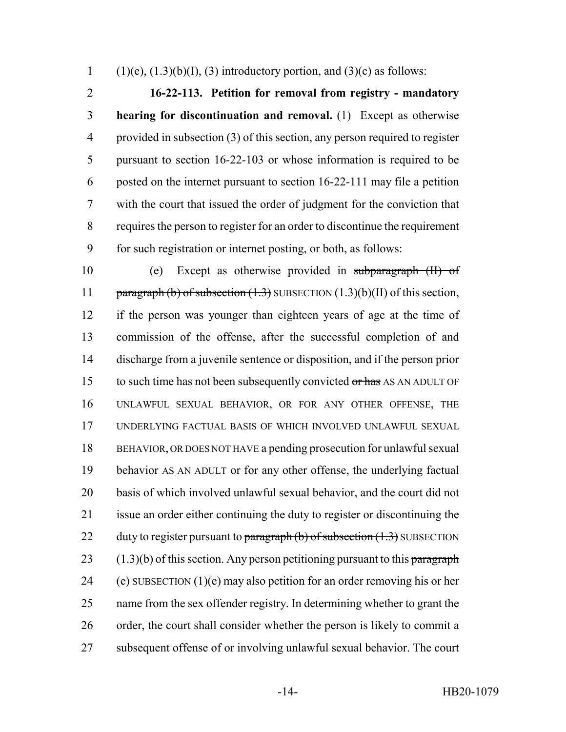(1)(e), (1.3)(b)(I), (3) introductory portion, and (3)(c) as follows:

**16-22-113. Petition for removal from registry - mandatory hearing for discontinuation and removal.** (1) Except as otherwise provided in subsection (3) of this section, any person required to register pursuant to section 16-22-103 or whose information is required to be posted on the internet pursuant to section 16-22-111 may file a petition with the court that issued the order of judgment for the conviction that requires the person to register for an order to discontinue the requirement for such registration or internet posting, or both, as follows:

(e) Except as otherwise provided in ~~subparagraph (II) of paragraph (b) of subsection (1.3)~~ SUBSECTION (1.3)(b)(II) of this section, if the person was younger than eighteen years of age at the time of commission of the offense, after the successful completion of and discharge from a juvenile sentence or disposition, and if the person prior to such time has not been subsequently convicted ~~or has~~ AS AN ADULT OF UNLAWFUL SEXUAL BEHAVIOR, OR FOR ANY OTHER OFFENSE, THE UNDERLYING FACTUAL BASIS OF WHICH INVOLVED UNLAWFUL SEXUAL BEHAVIOR, OR DOES NOT HAVE a pending prosecution for unlawful sexual behavior AS AN ADULT or for any other offense, the underlying factual basis of which involved unlawful sexual behavior, and the court did not issue an order either continuing the duty to register or discontinuing the duty to register pursuant to ~~paragraph (b) of subsection (1.3)~~ SUBSECTION (1.3)(b) of this section. Any person petitioning pursuant to this ~~paragraph (e)~~ SUBSECTION (1)(e) may also petition for an order removing his or her name from the sex offender registry. In determining whether to grant the order, the court shall consider whether the person is likely to commit a subsequent offense of or involving unlawful sexual behavior. The court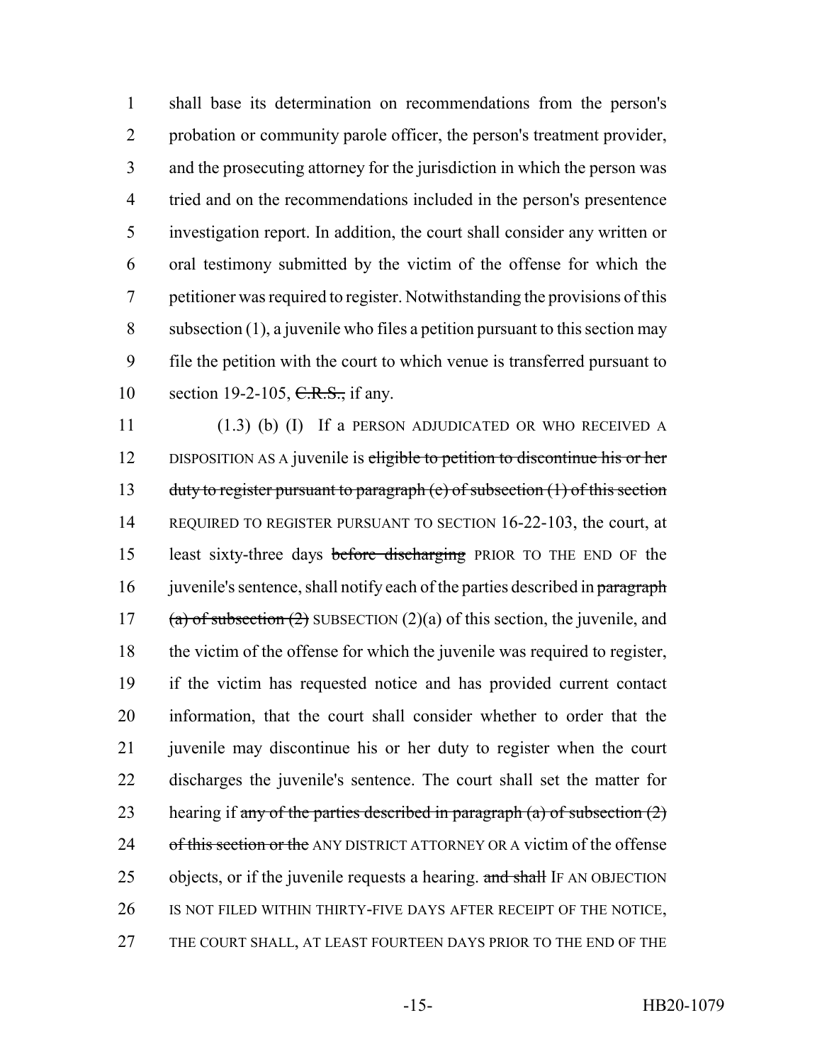shall base its determination on recommendations from the person's probation or community parole officer, the person's treatment provider, and the prosecuting attorney for the jurisdiction in which the person was tried and on the recommendations included in the person's presentence investigation report. In addition, the court shall consider any written or oral testimony submitted by the victim of the offense for which the petitioner was required to register. Notwithstanding the provisions of this subsection (1), a juvenile who files a petition pursuant to this section may file the petition with the court to which venue is transferred pursuant to section 19-2-105, ~~C.R.S.,~~ if any.

(1.3) (b) (I) If a PERSON ADJUDICATED OR WHO RECEIVED A DISPOSITION AS A juvenile is ~~eligible to petition to discontinue his or her duty to register pursuant to paragraph (e) of subsection (1) of this section~~ REQUIRED TO REGISTER PURSUANT TO SECTION 16-22-103, the court, at least sixty-three days ~~before discharging~~ PRIOR TO THE END OF the juvenile's sentence, shall notify each of the parties described in ~~paragraph (a) of subsection (2)~~ SUBSECTION (2)(a) of this section, the juvenile, and the victim of the offense for which the juvenile was required to register, if the victim has requested notice and has provided current contact information, that the court shall consider whether to order that the juvenile may discontinue his or her duty to register when the court discharges the juvenile's sentence. The court shall set the matter for hearing if ~~any of the parties described in paragraph (a) of subsection (2) of this section or the~~ ANY DISTRICT ATTORNEY OR A victim of the offense objects, or if the juvenile requests a hearing. ~~and shall~~ IF AN OBJECTION IS NOT FILED WITHIN THIRTY-FIVE DAYS AFTER RECEIPT OF THE NOTICE, THE COURT SHALL, AT LEAST FOURTEEN DAYS PRIOR TO THE END OF THE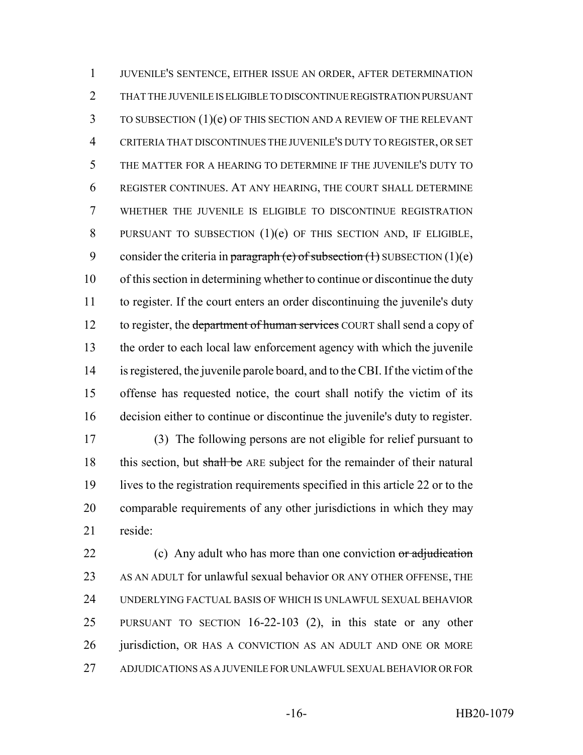JUVENILE'S SENTENCE, EITHER ISSUE AN ORDER, AFTER DETERMINATION THAT THE JUVENILE IS ELIGIBLE TO DISCONTINUE REGISTRATION PURSUANT TO SUBSECTION (1)(e) OF THIS SECTION AND A REVIEW OF THE RELEVANT CRITERIA THAT DISCONTINUES THE JUVENILE'S DUTY TO REGISTER, OR SET THE MATTER FOR A HEARING TO DETERMINE IF THE JUVENILE'S DUTY TO REGISTER CONTINUES. AT ANY HEARING, THE COURT SHALL DETERMINE WHETHER THE JUVENILE IS ELIGIBLE TO DISCONTINUE REGISTRATION PURSUANT TO SUBSECTION (1)(e) OF THIS SECTION AND, IF ELIGIBLE, consider the criteria in ~~paragraph (e) of subsection (1)~~ SUBSECTION (1)(e) of this section in determining whether to continue or discontinue the duty to register. If the court enters an order discontinuing the juvenile's duty to register, the ~~department of human services~~ COURT shall send a copy of the order to each local law enforcement agency with which the juvenile is registered, the juvenile parole board, and to the CBI. If the victim of the offense has requested notice, the court shall notify the victim of its decision either to continue or discontinue the juvenile's duty to register.

(3) The following persons are not eligible for relief pursuant to this section, but ~~shall be~~ ARE subject for the remainder of their natural lives to the registration requirements specified in this article 22 or to the comparable requirements of any other jurisdictions in which they may reside:

(c) Any adult who has more than one conviction ~~or adjudication~~ AS AN ADULT for unlawful sexual behavior OR ANY OTHER OFFENSE, THE UNDERLYING FACTUAL BASIS OF WHICH IS UNLAWFUL SEXUAL BEHAVIOR PURSUANT TO SECTION 16-22-103 (2), in this state or any other jurisdiction, OR HAS A CONVICTION AS AN ADULT AND ONE OR MORE ADJUDICATIONS AS A JUVENILE FOR UNLAWFUL SEXUAL BEHAVIOR OR FOR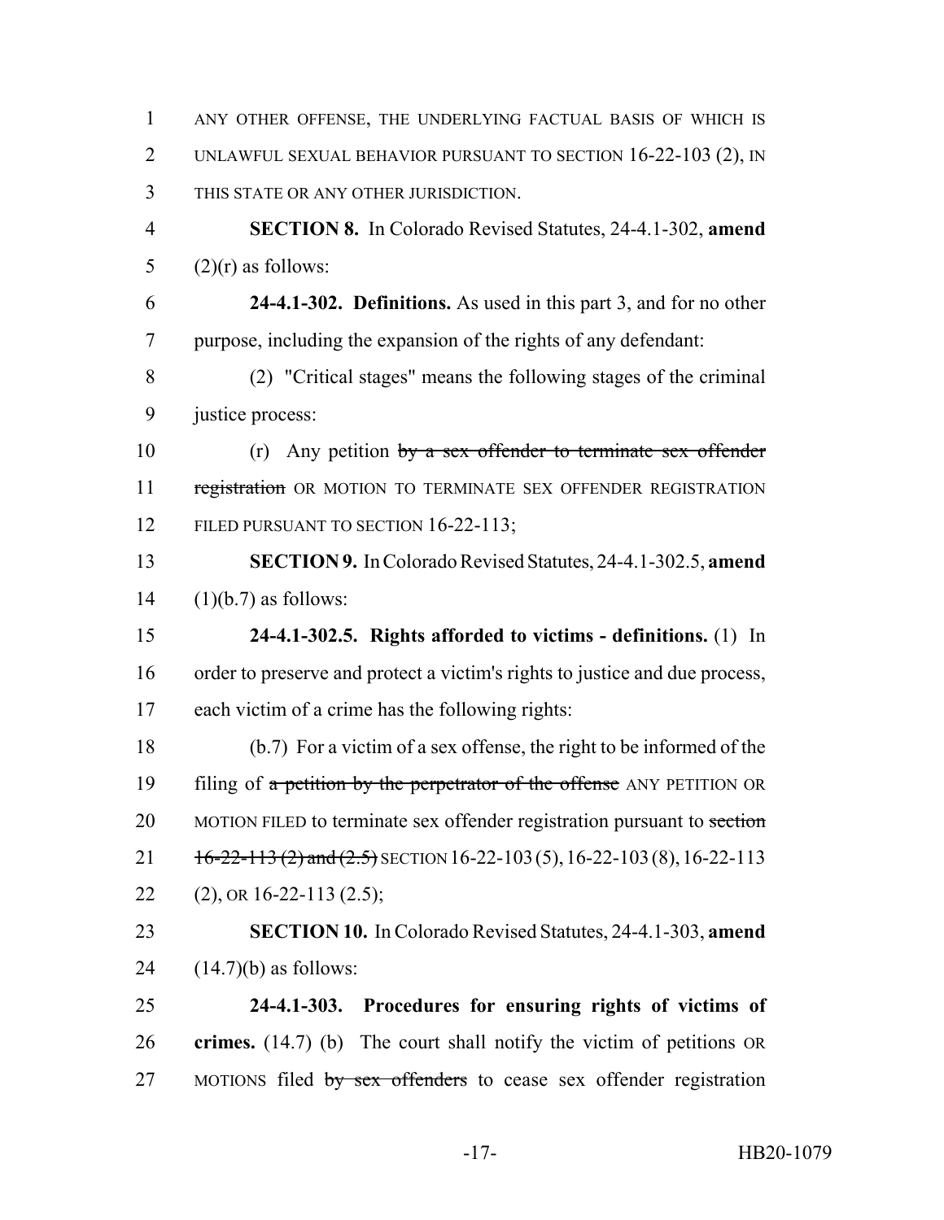ANY OTHER OFFENSE, THE UNDERLYING FACTUAL BASIS OF WHICH IS UNLAWFUL SEXUAL BEHAVIOR PURSUANT TO SECTION 16-22-103 (2), IN THIS STATE OR ANY OTHER JURISDICTION.

**SECTION 8.** In Colorado Revised Statutes, 24-4.1-302, **amend** (2)(r) as follows:

**24-4.1-302. Definitions.** As used in this part 3, and for no other purpose, including the expansion of the rights of any defendant:

(2) "Critical stages" means the following stages of the criminal justice process:

(r) Any petition ~~by a sex offender to terminate sex offender registration~~ OR MOTION TO TERMINATE SEX OFFENDER REGISTRATION FILED PURSUANT TO SECTION 16-22-113;

**SECTION 9.** In Colorado Revised Statutes, 24-4.1-302.5, **amend** (1)(b.7) as follows:

**24-4.1-302.5. Rights afforded to victims - definitions.** (1) In order to preserve and protect a victim's rights to justice and due process, each victim of a crime has the following rights:

(b.7) For a victim of a sex offense, the right to be informed of the filing of ~~a petition by the perpetrator of the offense~~ ANY PETITION OR MOTION FILED to terminate sex offender registration pursuant to ~~section 16-22-113 (2) and (2.5)~~ SECTION 16-22-103 (5), 16-22-103 (8), 16-22-113 (2), OR 16-22-113 (2.5);

**SECTION 10.** In Colorado Revised Statutes, 24-4.1-303, **amend** (14.7)(b) as follows:

**24-4.1-303. Procedures for ensuring rights of victims of crimes.** (14.7) (b) The court shall notify the victim of petitions OR MOTIONS filed ~~by sex offenders~~ to cease sex offender registration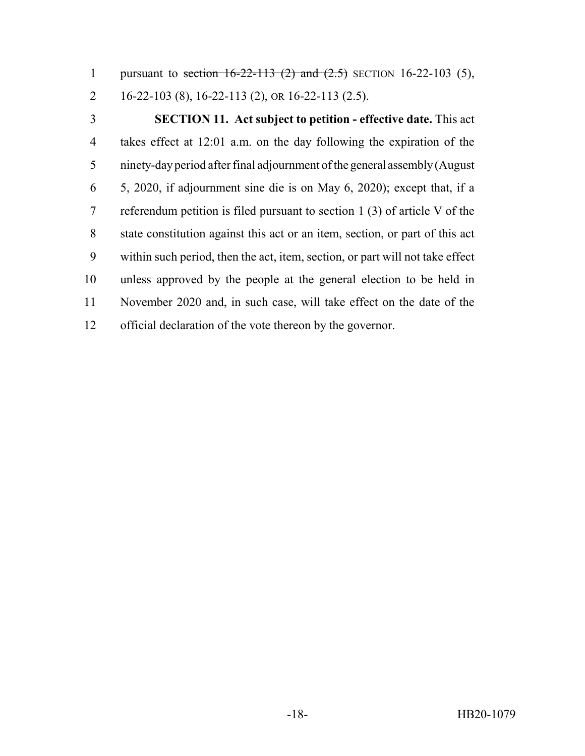pursuant to ~~section 16-22-113 (2) and (2.5)~~ SECTION 16-22-103 (5), 16-22-103 (8), 16-22-113 (2), OR 16-22-113 (2.5).

**SECTION 11. Act subject to petition - effective date.** This act takes effect at 12:01 a.m. on the day following the expiration of the ninety-day period after final adjournment of the general assembly (August 5, 2020, if adjournment sine die is on May 6, 2020); except that, if a referendum petition is filed pursuant to section 1 (3) of article V of the state constitution against this act or an item, section, or part of this act within such period, then the act, item, section, or part will not take effect unless approved by the people at the general election to be held in November 2020 and, in such case, will take effect on the date of the official declaration of the vote thereon by the governor.